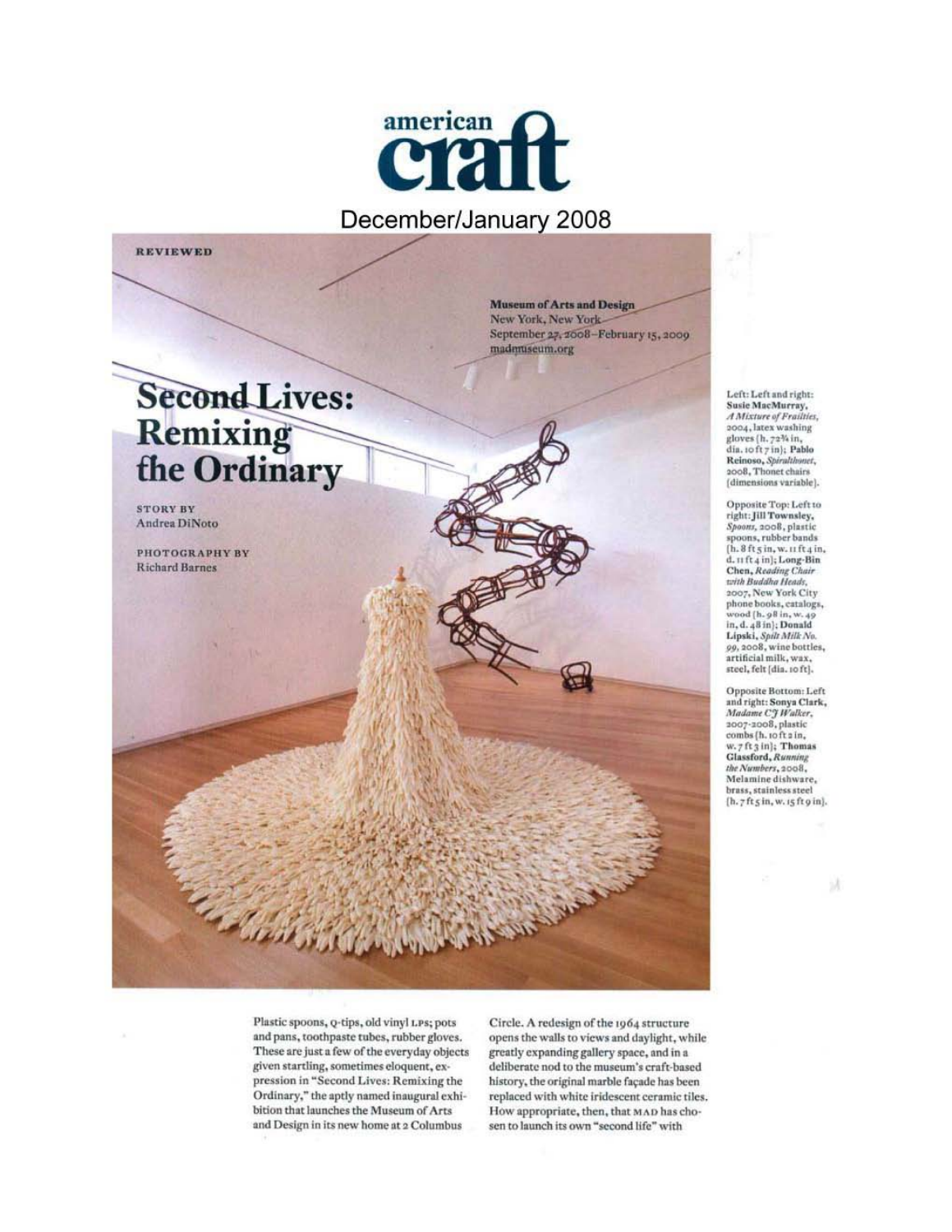american craft

December/January 2008

REVIEWED

Museum of Arts and Design
New York, New York
September 27, 2008–February 15, 2009
madmuseum.org

# Second Lives: Remixing the Ordinary

STORY BY
Andrea DiNoto

PHOTOGRAPHY BY
Richard Barnes

Left: Left and right: **Susie MacMurray**, *A Mixture of Frailties*, 2004, latex washing gloves (h. 72¾ in, dia. 10 ft 7 in); **Pablo Reinoso**, *Spiralthonet*, 2008, Thonet chairs (dimensions variable).

Opposite Top: Left to right: **Jill Townsley**, *Spoons*, 2008, plastic spoons, rubber bands (h. 8 ft 5 in, w. 11 ft 4 in, d. 11 ft 4 in); **Long-Bin Chen**, *Reading Chair with Buddha Heads*, 2007, New York City phone books, catalogs, wood (h. 98 in, w. 49 in, d. 48 in); **Donald Lipski**, *Spilt Milk No. 99*, 2008, wine bottles, artificial milk, wax, steel, felt (dia. 10 ft).

Opposite Bottom: Left and right: **Sonya Clark**, *Madame CJ Walker*, 2007-2008, plastic combs (h. 10 ft 2 in, w. 7 ft 3 in); **Thomas Glassford**, *Running the Numbers*, 2008, Melamine dishware, brass, stainless steel (h. 7 ft 5 in, w. 15 ft 9 in).

Plastic spoons, Q-tips, old vinyl LPs; pots and pans, toothpaste tubes, rubber gloves. These are just a few of the everyday objects given startling, sometimes eloquent, expression in "Second Lives: Remixing the Ordinary," the aptly named inaugural exhibition that launches the Museum of Arts and Design in its new home at 2 Columbus Circle. A redesign of the 1964 structure opens the walls to views and daylight, while greatly expanding gallery space, and in a deliberate nod to the museum's craft-based history, the original marble façade has been replaced with white iridescent ceramic tiles. How appropriate, then, that MAD has chosen to launch its own "second life" with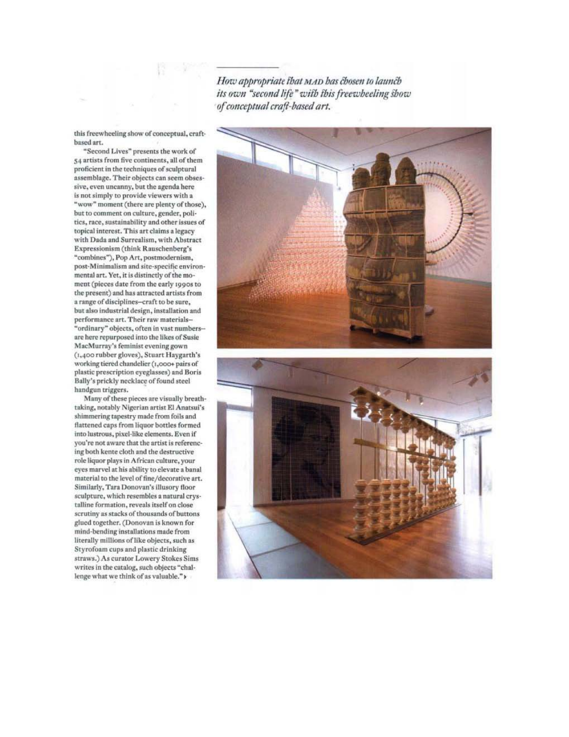*How appropriate that MAD has chosen to launch its own "second life" with this freewheeling show of conceptual craft-based art.*

this freewheeling show of conceptual, craft-based art.

"Second Lives" presents the work of 54 artists from five continents, all of them proficient in the techniques of sculptural assemblage. Their objects can seem obsessive, even uncanny, but the agenda here is not simply to provide viewers with a "wow" moment (there are plenty of those), but to comment on culture, gender, politics, race, sustainability and other issues of topical interest. This art claims a legacy with Dada and Surrealism, with Abstract Expressionism (think Rauschenberg's "combines"), Pop Art, postmodernism, post-Minimalism and site-specific environmental art. Yet, it is distinctly of the moment (pieces date from the early 1990s to the present) and has attracted artists from a range of disciplines—craft to be sure, but also industrial design, installation and performance art. Their raw materials—"ordinary" objects, often in vast numbers—are here repurposed into the likes of Susie MacMurray's feminist evening gown (1,400 rubber gloves), Stuart Haygarth's working tiered chandelier (1,000+ pairs of plastic prescription eyeglasses) and Boris Bally's prickly necklace of found steel handgun triggers.

Many of these pieces are visually breathtaking, notably Nigerian artist El Anatsui's shimmering tapestry made from foils and flattened caps from liquor bottles formed into lustrous, pixel-like elements. Even if you're not aware that the artist is referencing both kente cloth and the destructive role liquor plays in African culture, your eyes marvel at his ability to elevate a banal material to the level of fine/decorative art. Similarly, Tara Donovan's illusory floor sculpture, which resembles a natural crystalline formation, reveals itself on close scrutiny as stacks of thousands of buttons glued together. (Donovan is known for mind-bending installations made from literally millions of like objects, such as Styrofoam cups and plastic drinking straws.) As curator Lowery Stokes Sims writes in the catalog, such objects "challenge what we think of as valuable." ›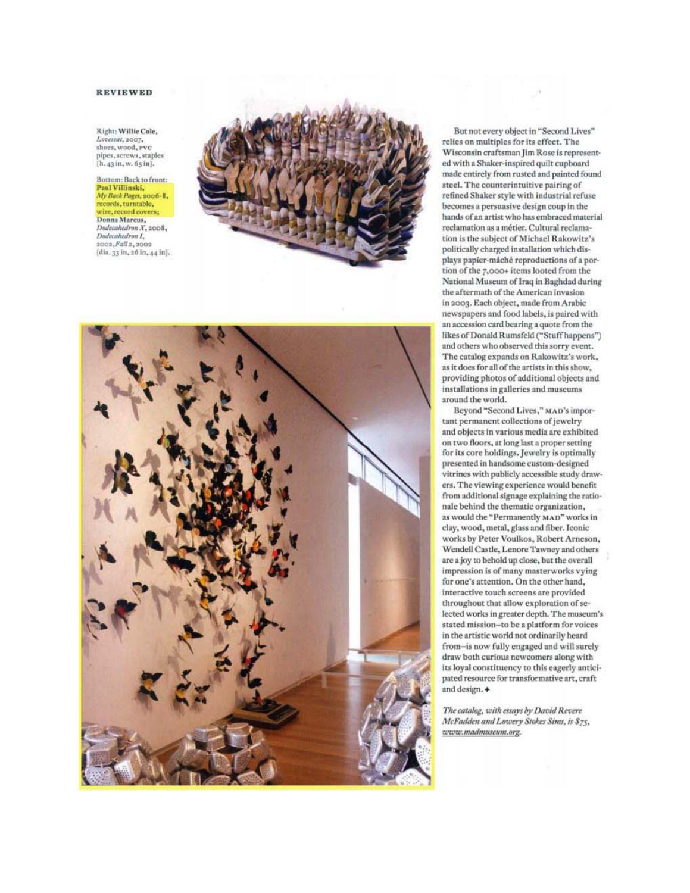**REVIEWED**

Right: **Willie Cole,** *Loveseat,* 2007, shoes, wood, PVC pipes, screws, staples (h. 43 in, w. 65 in).

Bottom: Back to front: **Paul Villinski,** *My Back Pages,* 2006-8, records, turntable, wire, record covers; **Donna Marcus,** *Dodecahedron X,* 2008, *Dodecahedron I,* 2002, *Fall 2,* 2002 (dia. 33 in, 26 in, 44 in).

But not every object in "Second Lives" relies on multiples for its effect. The Wisconsin craftsman Jim Rose is represented with a Shaker-inspired quilt cupboard made entirely from rusted and painted found steel. The counterintuitive pairing of refined Shaker style with industrial refuse becomes a persuasive design coup in the hands of an artist who has embraced material reclamation as a métier. Cultural reclamation is the subject of Michael Rakowitz's politically charged installation which displays papier-mâché reproductions of a portion of the 7,000+ items looted from the National Museum of Iraq in Baghdad during the aftermath of the American invasion in 2003. Each object, made from Arabic newspapers and food labels, is paired with an accession card bearing a quote from the likes of Donald Rumsfeld ("Stuff happens") and others who observed this sorry event. The catalog expands on Rakowitz's work, as it does for all of the artists in this show, providing photos of additional objects and installations in galleries and museums around the world.

Beyond "Second Lives," MAD's important permanent collections of jewelry and objects in various media are exhibited on two floors, at long last a proper setting for its core holdings. Jewelry is optimally presented in handsome custom-designed vitrines with publicly accessible study drawers. The viewing experience would benefit from additional signage explaining the rationale behind the thematic organization, as would the "Permanently MAD" works in clay, wood, metal, glass and fiber. Iconic works by Peter Voulkos, Robert Arneson, Wendell Castle, Lenore Tawney and others are a joy to behold up close, but the overall impression is of many masterworks vying for one's attention. On the other hand, interactive touch screens are provided throughout that allow exploration of selected works in greater depth. The museum's stated mission–to be a platform for voices in the artistic world not ordinarily heard from–is now fully engaged and will surely draw both curious newcomers along with its loyal constituency to this eagerly anticipated resource for transformative art, craft and design. ✦

*The catalog, with essays by David Revere McFadden and Lowery Stokes Sims, is $75, www.madmuseum.org.*